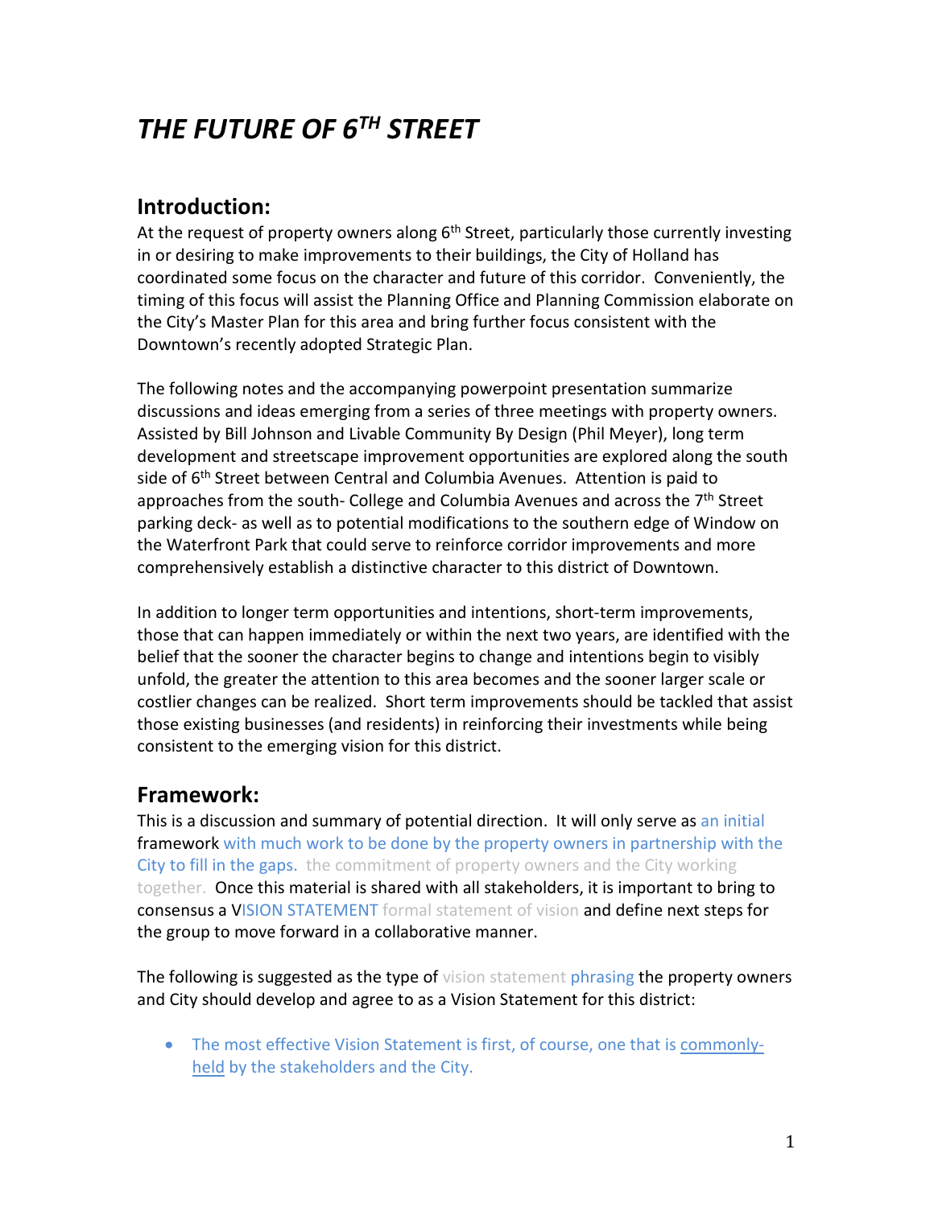# *THE FUTURE OF 6TH STREET*

## Introduction:

At the request of property owners along 6th Street, particularly those currently investing in or desiring to make improvements to their buildings, the City of Holland has coordinated some focus on the character and future of this corridor. Conveniently, the timing of this focus will assist the Planning Office and Planning Commission elaborate on the City's Master Plan for this area and bring further focus consistent with the Downtown's recently adopted Strategic Plan.

The following notes and the accompanying powerpoint presentation summarize discussions and ideas emerging from a series of three meetings with property owners. Assisted by Bill Johnson and Livable Community By Design (Phil Meyer), long term development and streetscape improvement opportunities are explored along the south side of 6th Street between Central and Columbia Avenues. Attention is paid to approaches from the south- College and Columbia Avenues and across the 7th Street parking deck- as well as to potential modifications to the southern edge of Window on the Waterfront Park that could serve to reinforce corridor improvements and more comprehensively establish a distinctive character to this district of Downtown.

In addition to longer term opportunities and intentions, short-term improvements, those that can happen immediately or within the next two years, are identified with the belief that the sooner the character begins to change and intentions begin to visibly unfold, the greater the attention to this area becomes and the sooner larger scale or costlier changes can be realized. Short term improvements should be tackled that assist those existing businesses (and residents) in reinforcing their investments while being consistent to the emerging vision for this district.

## Framework:

This is a discussion and summary of potential direction. It will only serve as an initial framework with much work to be done by the property owners in partnership with the City to fill in the gaps. the commitment of property owners and the City working together. Once this material is shared with all stakeholders, it is important to bring to consensus a VISION STATEMENT formal statement of vision and define next steps for the group to move forward in a collaborative manner.

The following is suggested as the type of vision statement phrasing the property owners and City should develop and agree to as a Vision Statement for this district:

- The most effective Vision Statement is first, of course, one that is commonly-held by the stakeholders and the City.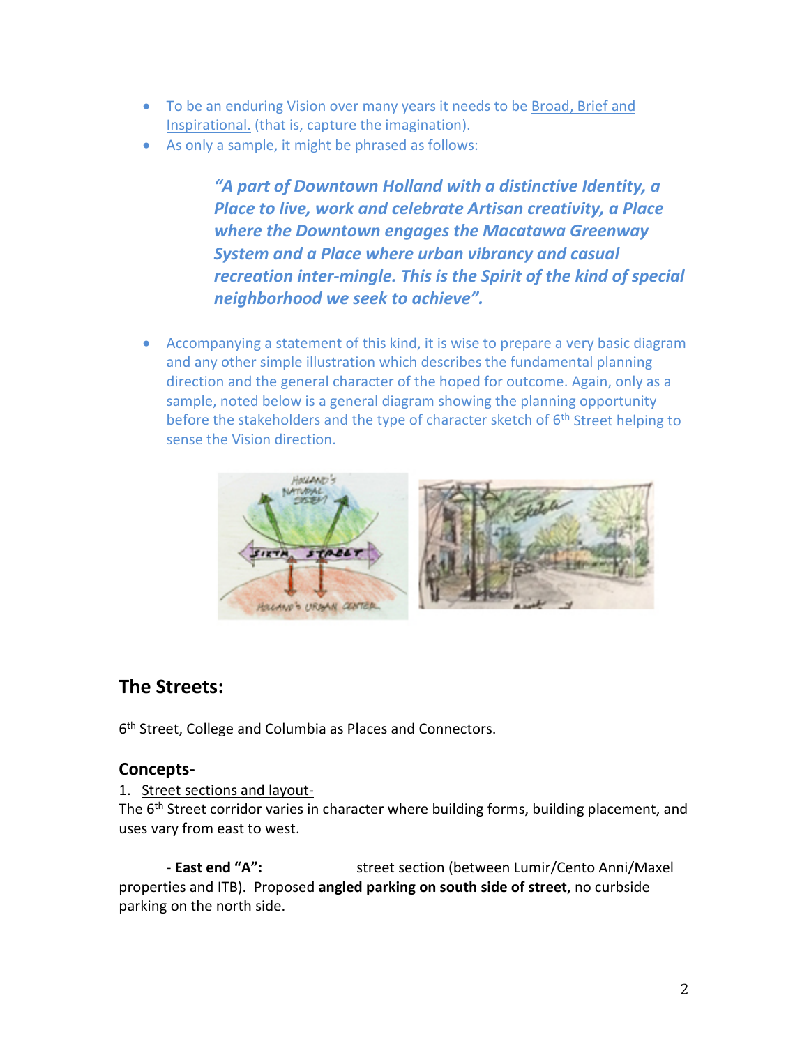- To be an enduring Vision over many years it needs to be Broad, Brief and Inspirational. (that is, capture the imagination).
- As only a sample, it might be phrased as follows:

> ***"A part of Downtown Holland with a distinctive Identity, a Place to live, work and celebrate Artisan creativity, a Place where the Downtown engages the Macatawa Greenway System and a Place where urban vibrancy and casual recreation inter-mingle. This is the Spirit of the kind of special neighborhood we seek to achieve".***

- Accompanying a statement of this kind, it is wise to prepare a very basic diagram and any other simple illustration which describes the fundamental planning direction and the general character of the hoped for outcome. Again, only as a sample, noted below is a general diagram showing the planning opportunity before the stakeholders and the type of character sketch of 6th Street helping to sense the Vision direction.

## The Streets:

6th Street, College and Columbia as Places and Connectors.

### Concepts-

1. Street sections and layout-

The 6th Street corridor varies in character where building forms, building placement, and uses vary from east to west.

- **East end "A":** street section (between Lumir/Cento Anni/Maxel properties and ITB). Proposed **angled parking on south side of street**, no curbside parking on the north side.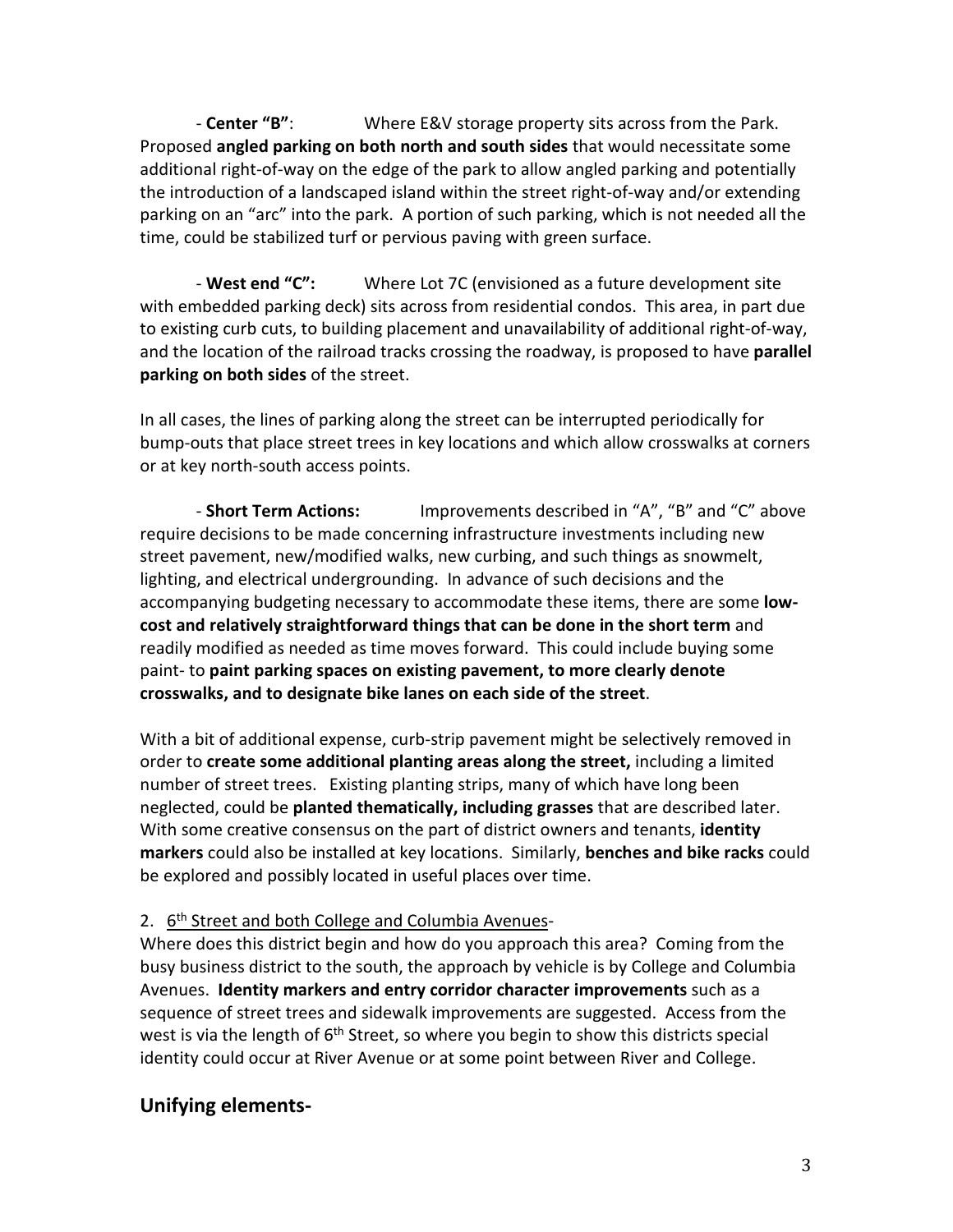- **Center "B"**: Where E&V storage property sits across from the Park. Proposed **angled parking on both north and south sides** that would necessitate some additional right-of-way on the edge of the park to allow angled parking and potentially the introduction of a landscaped island within the street right-of-way and/or extending parking on an "arc" into the park. A portion of such parking, which is not needed all the time, could be stabilized turf or pervious paving with green surface.

- **West end "C":** Where Lot 7C (envisioned as a future development site with embedded parking deck) sits across from residential condos. This area, in part due to existing curb cuts, to building placement and unavailability of additional right-of-way, and the location of the railroad tracks crossing the roadway, is proposed to have **parallel parking on both sides** of the street.

In all cases, the lines of parking along the street can be interrupted periodically for bump-outs that place street trees in key locations and which allow crosswalks at corners or at key north-south access points.

- **Short Term Actions:** Improvements described in "A", "B" and "C" above require decisions to be made concerning infrastructure investments including new street pavement, new/modified walks, new curbing, and such things as snowmelt, lighting, and electrical undergrounding. In advance of such decisions and the accompanying budgeting necessary to accommodate these items, there are some **low-cost and relatively straightforward things that can be done in the short term** and readily modified as needed as time moves forward. This could include buying some paint- to **paint parking spaces on existing pavement, to more clearly denote crosswalks, and to designate bike lanes on each side of the street**.

With a bit of additional expense, curb-strip pavement might be selectively removed in order to **create some additional planting areas along the street,** including a limited number of street trees. Existing planting strips, many of which have long been neglected, could be **planted thematically, including grasses** that are described later. With some creative consensus on the part of district owners and tenants, **identity markers** could also be installed at key locations. Similarly, **benches and bike racks** could be explored and possibly located in useful places over time.

2. 6th Street and both College and Columbia Avenues-

Where does this district begin and how do you approach this area? Coming from the busy business district to the south, the approach by vehicle is by College and Columbia Avenues. **Identity markers and entry corridor character improvements** such as a sequence of street trees and sidewalk improvements are suggested. Access from the west is via the length of 6th Street, so where you begin to show this districts special identity could occur at River Avenue or at some point between River and College.

## Unifying elements-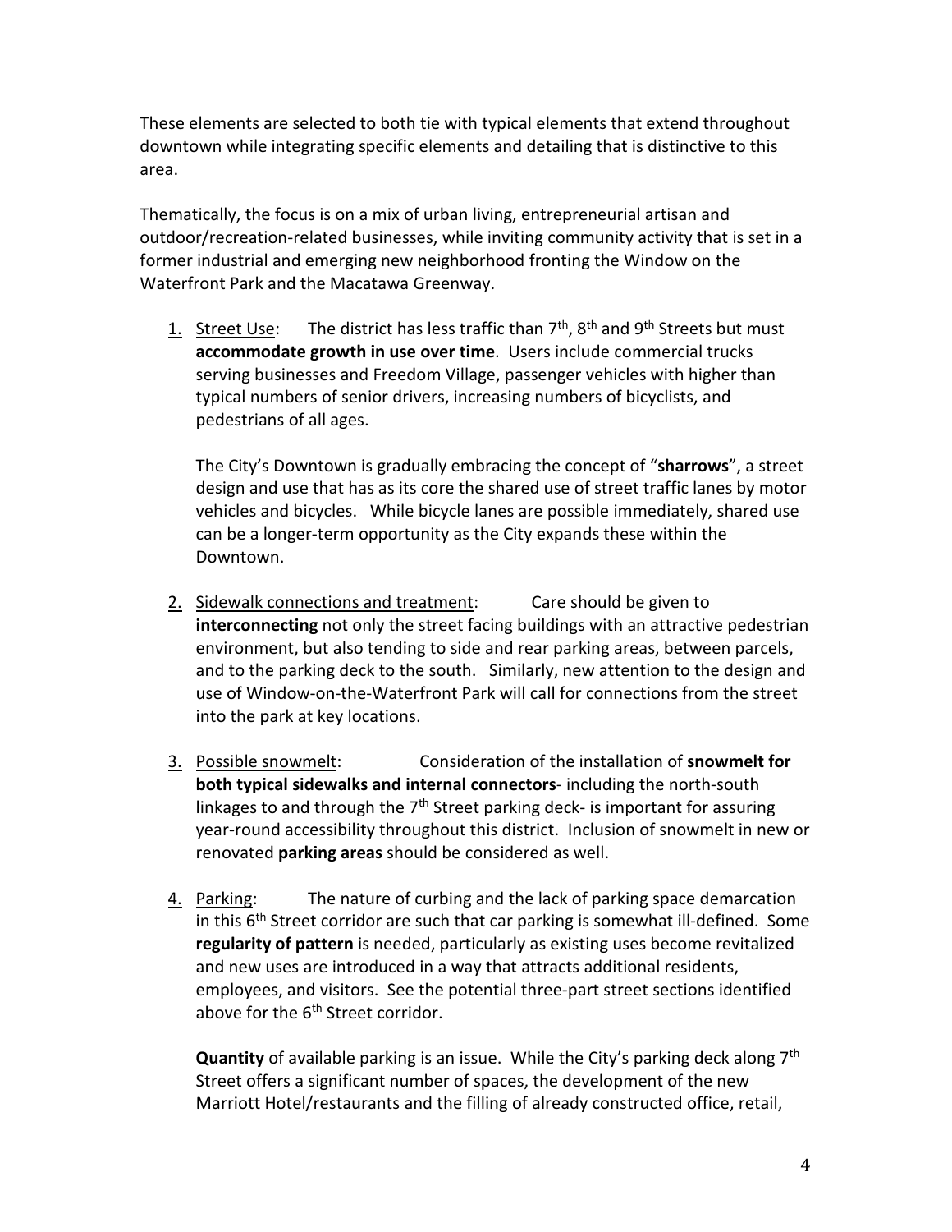These elements are selected to both tie with typical elements that extend throughout downtown while integrating specific elements and detailing that is distinctive to this area.

Thematically, the focus is on a mix of urban living, entrepreneurial artisan and outdoor/recreation-related businesses, while inviting community activity that is set in a former industrial and emerging new neighborhood fronting the Window on the Waterfront Park and the Macatawa Greenway.

1. <u>Street Use</u>: The district has less traffic than 7th, 8th and 9th Streets but must **accommodate growth in use over time**. Users include commercial trucks serving businesses and Freedom Village, passenger vehicles with higher than typical numbers of senior drivers, increasing numbers of bicyclists, and pedestrians of all ages.

   The City's Downtown is gradually embracing the concept of "**sharrows**", a street design and use that has as its core the shared use of street traffic lanes by motor vehicles and bicycles. While bicycle lanes are possible immediately, shared use can be a longer-term opportunity as the City expands these within the Downtown.

2. <u>Sidewalk connections and treatment</u>: Care should be given to **interconnecting** not only the street facing buildings with an attractive pedestrian environment, but also tending to side and rear parking areas, between parcels, and to the parking deck to the south. Similarly, new attention to the design and use of Window-on-the-Waterfront Park will call for connections from the street into the park at key locations.

3. <u>Possible snowmelt</u>: Consideration of the installation of **snowmelt for both typical sidewalks and internal connectors**- including the north-south linkages to and through the 7th Street parking deck- is important for assuring year-round accessibility throughout this district. Inclusion of snowmelt in new or renovated **parking areas** should be considered as well.

4. <u>Parking</u>: The nature of curbing and the lack of parking space demarcation in this 6th Street corridor are such that car parking is somewhat ill-defined. Some **regularity of pattern** is needed, particularly as existing uses become revitalized and new uses are introduced in a way that attracts additional residents, employees, and visitors. See the potential three-part street sections identified above for the 6th Street corridor.

   **Quantity** of available parking is an issue. While the City's parking deck along 7th Street offers a significant number of spaces, the development of the new Marriott Hotel/restaurants and the filling of already constructed office, retail,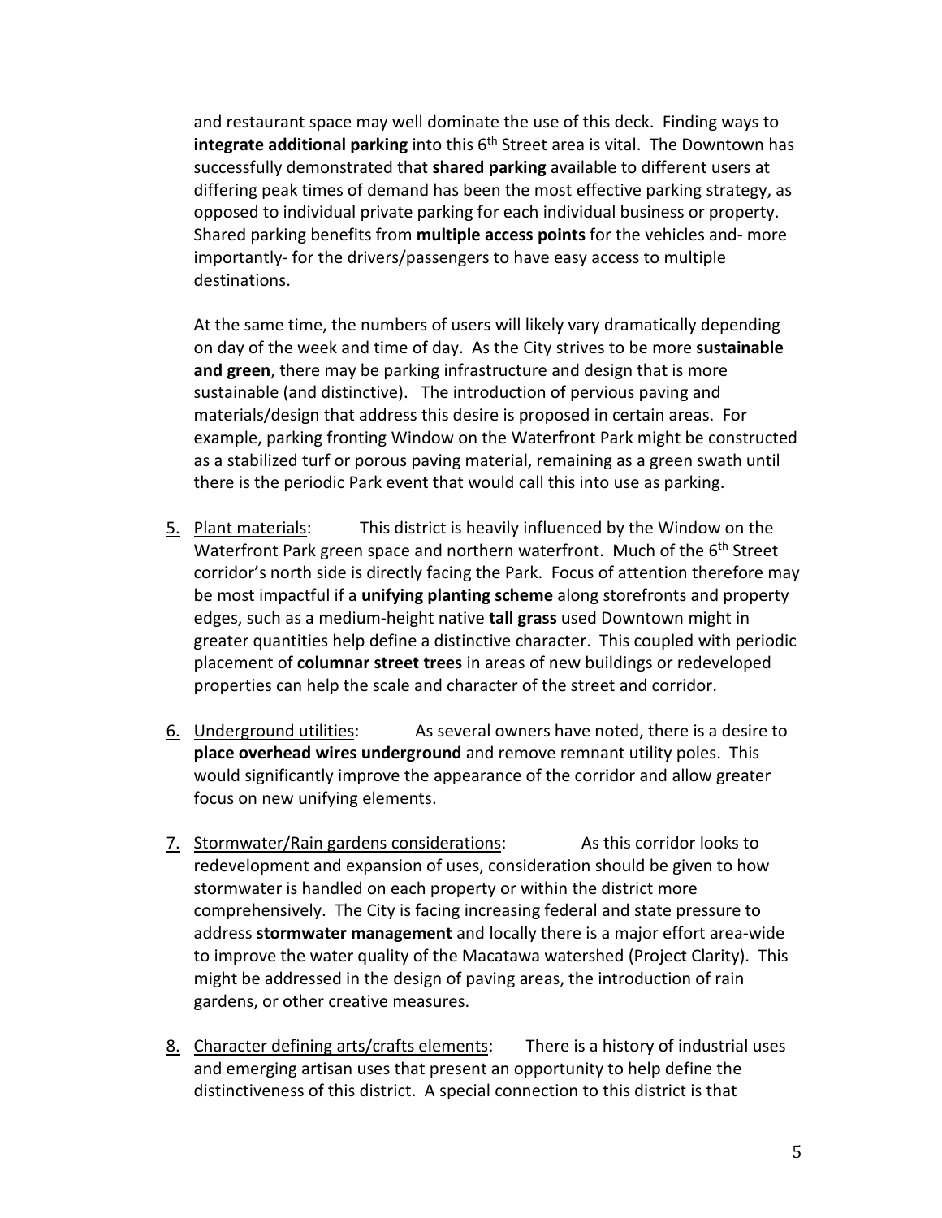and restaurant space may well dominate the use of this deck. Finding ways to **integrate additional parking** into this 6th Street area is vital. The Downtown has successfully demonstrated that **shared parking** available to different users at differing peak times of demand has been the most effective parking strategy, as opposed to individual private parking for each individual business or property. Shared parking benefits from **multiple access points** for the vehicles and- more importantly- for the drivers/passengers to have easy access to multiple destinations.

At the same time, the numbers of users will likely vary dramatically depending on day of the week and time of day. As the City strives to be more **sustainable and green**, there may be parking infrastructure and design that is more sustainable (and distinctive). The introduction of pervious paving and materials/design that address this desire is proposed in certain areas. For example, parking fronting Window on the Waterfront Park might be constructed as a stabilized turf or porous paving material, remaining as a green swath until there is the periodic Park event that would call this into use as parking.

5. Plant materials: This district is heavily influenced by the Window on the Waterfront Park green space and northern waterfront. Much of the 6th Street corridor's north side is directly facing the Park. Focus of attention therefore may be most impactful if a **unifying planting scheme** along storefronts and property edges, such as a medium-height native **tall grass** used Downtown might in greater quantities help define a distinctive character. This coupled with periodic placement of **columnar street trees** in areas of new buildings or redeveloped properties can help the scale and character of the street and corridor.

6. Underground utilities: As several owners have noted, there is a desire to **place overhead wires underground** and remove remnant utility poles. This would significantly improve the appearance of the corridor and allow greater focus on new unifying elements.

7. Stormwater/Rain gardens considerations: As this corridor looks to redevelopment and expansion of uses, consideration should be given to how stormwater is handled on each property or within the district more comprehensively. The City is facing increasing federal and state pressure to address **stormwater management** and locally there is a major effort area-wide to improve the water quality of the Macatawa watershed (Project Clarity). This might be addressed in the design of paving areas, the introduction of rain gardens, or other creative measures.

8. Character defining arts/crafts elements: There is a history of industrial uses and emerging artisan uses that present an opportunity to help define the distinctiveness of this district. A special connection to this district is that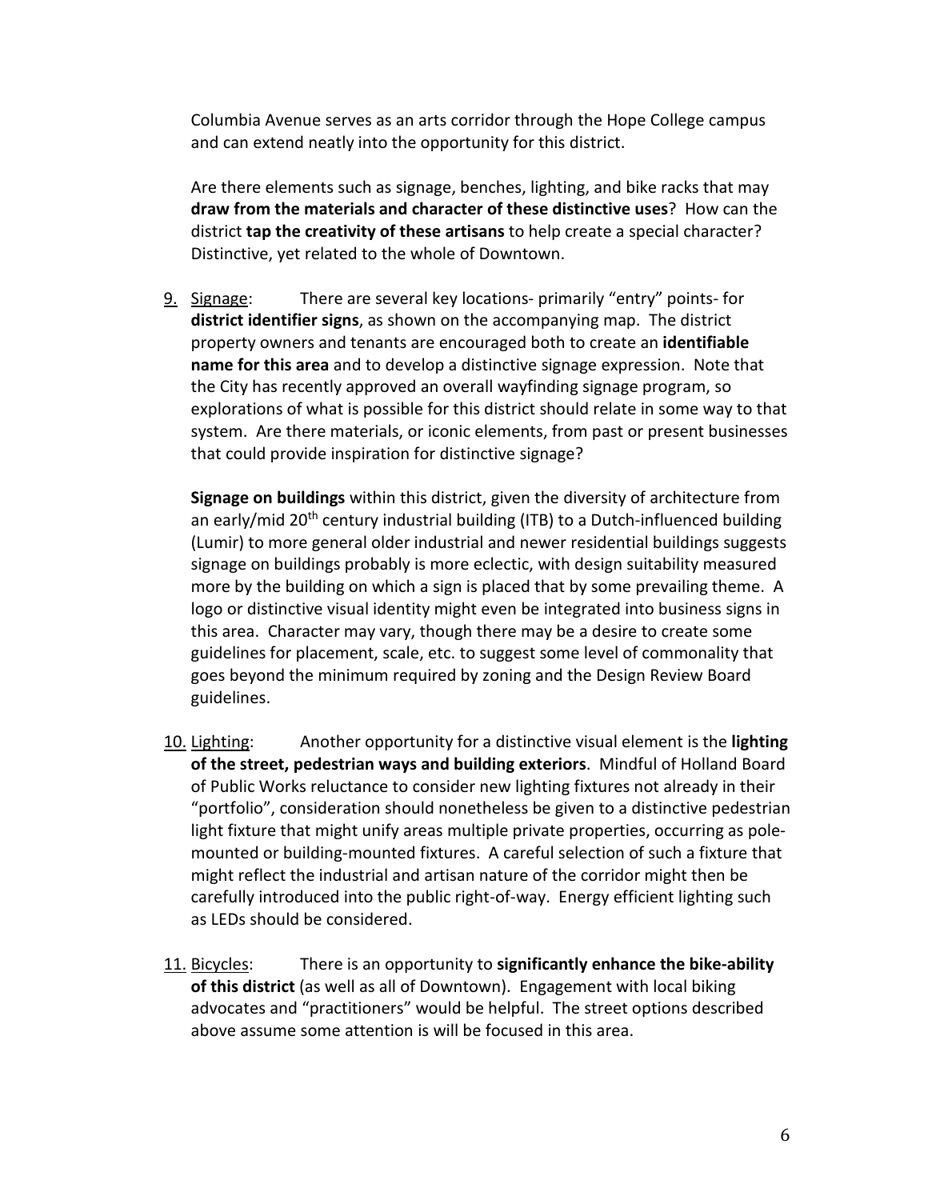Columbia Avenue serves as an arts corridor through the Hope College campus and can extend neatly into the opportunity for this district.

Are there elements such as signage, benches, lighting, and bike racks that may **draw from the materials and character of these distinctive uses**? How can the district **tap the creativity of these artisans** to help create a special character? Distinctive, yet related to the whole of Downtown.

9. <u>Signage</u>: There are several key locations- primarily "entry" points- for **district identifier signs**, as shown on the accompanying map. The district property owners and tenants are encouraged both to create an **identifiable name for this area** and to develop a distinctive signage expression. Note that the City has recently approved an overall wayfinding signage program, so explorations of what is possible for this district should relate in some way to that system. Are there materials, or iconic elements, from past or present businesses that could provide inspiration for distinctive signage?

   **Signage on buildings** within this district, given the diversity of architecture from an early/mid 20th century industrial building (ITB) to a Dutch-influenced building (Lumir) to more general older industrial and newer residential buildings suggests signage on buildings probably is more eclectic, with design suitability measured more by the building on which a sign is placed that by some prevailing theme. A logo or distinctive visual identity might even be integrated into business signs in this area. Character may vary, though there may be a desire to create some guidelines for placement, scale, etc. to suggest some level of commonality that goes beyond the minimum required by zoning and the Design Review Board guidelines.

10. <u>Lighting</u>: Another opportunity for a distinctive visual element is the **lighting of the street, pedestrian ways and building exteriors**. Mindful of Holland Board of Public Works reluctance to consider new lighting fixtures not already in their "portfolio", consideration should nonetheless be given to a distinctive pedestrian light fixture that might unify areas multiple private properties, occurring as pole-mounted or building-mounted fixtures. A careful selection of such a fixture that might reflect the industrial and artisan nature of the corridor might then be carefully introduced into the public right-of-way. Energy efficient lighting such as LEDs should be considered.

11. <u>Bicycles</u>: There is an opportunity to **significantly enhance the bike-ability of this district** (as well as all of Downtown). Engagement with local biking advocates and "practitioners" would be helpful. The street options described above assume some attention is will be focused in this area.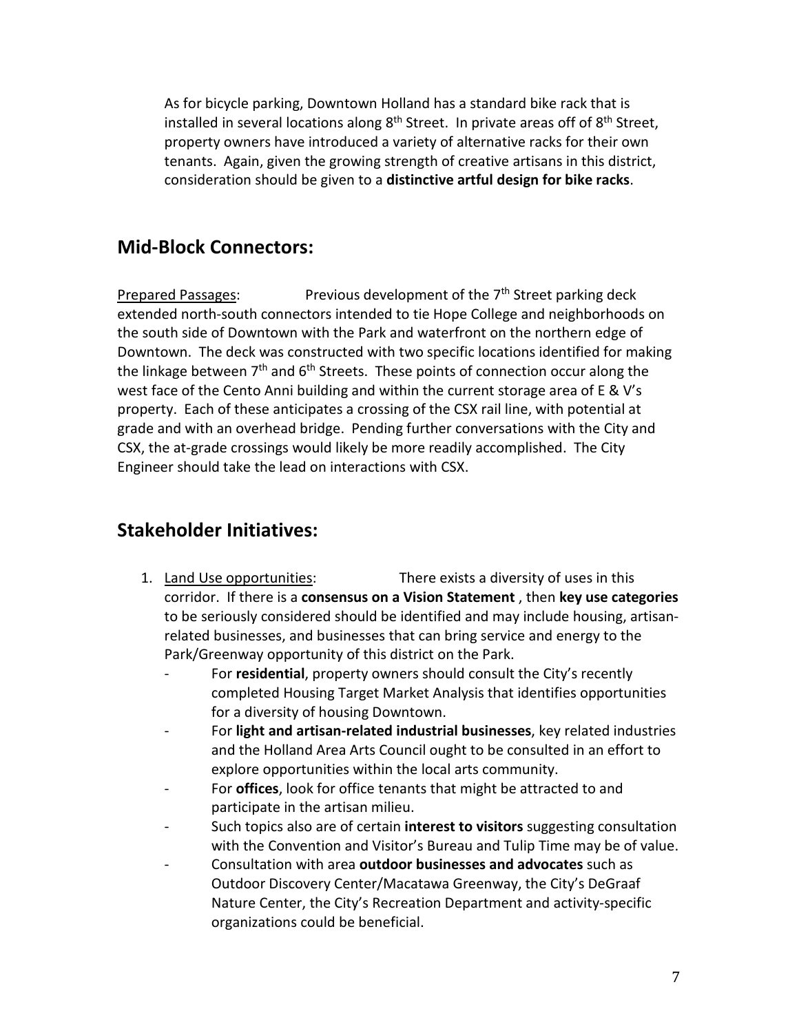As for bicycle parking, Downtown Holland has a standard bike rack that is installed in several locations along 8th Street. In private areas off of 8th Street, property owners have introduced a variety of alternative racks for their own tenants. Again, given the growing strength of creative artisans in this district, consideration should be given to a **distinctive artful design for bike racks**.

## Mid-Block Connectors:

Prepared Passages: Previous development of the 7th Street parking deck extended north-south connectors intended to tie Hope College and neighborhoods on the south side of Downtown with the Park and waterfront on the northern edge of Downtown. The deck was constructed with two specific locations identified for making the linkage between 7th and 6th Streets. These points of connection occur along the west face of the Cento Anni building and within the current storage area of E & V's property. Each of these anticipates a crossing of the CSX rail line, with potential at grade and with an overhead bridge. Pending further conversations with the City and CSX, the at-grade crossings would likely be more readily accomplished. The City Engineer should take the lead on interactions with CSX.

## Stakeholder Initiatives:

1. Land Use opportunities: There exists a diversity of uses in this corridor. If there is a **consensus on a Vision Statement** , then **key use categories** to be seriously considered should be identified and may include housing, artisan-related businesses, and businesses that can bring service and energy to the Park/Greenway opportunity of this district on the Park.
   - For **residential**, property owners should consult the City's recently completed Housing Target Market Analysis that identifies opportunities for a diversity of housing Downtown.
   - For **light and artisan-related industrial businesses**, key related industries and the Holland Area Arts Council ought to be consulted in an effort to explore opportunities within the local arts community.
   - For **offices**, look for office tenants that might be attracted to and participate in the artisan milieu.
   - Such topics also are of certain **interest to visitors** suggesting consultation with the Convention and Visitor's Bureau and Tulip Time may be of value.
   - Consultation with area **outdoor businesses and advocates** such as Outdoor Discovery Center/Macatawa Greenway, the City's DeGraaf Nature Center, the City's Recreation Department and activity-specific organizations could be beneficial.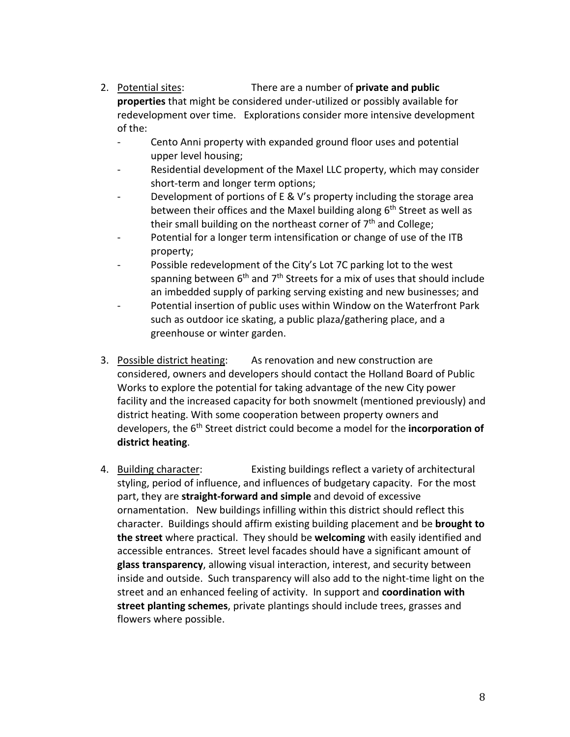2. <u>Potential sites</u>: There are a number of **private and public properties** that might be considered under-utilized or possibly available for redevelopment over time. Explorations consider more intensive development of the:
   - Cento Anni property with expanded ground floor uses and potential upper level housing;
   - Residential development of the Maxel LLC property, which may consider short-term and longer term options;
   - Development of portions of E & V's property including the storage area between their offices and the Maxel building along 6th Street as well as their small building on the northeast corner of 7th and College;
   - Potential for a longer term intensification or change of use of the ITB property;
   - Possible redevelopment of the City's Lot 7C parking lot to the west spanning between 6th and 7th Streets for a mix of uses that should include an imbedded supply of parking serving existing and new businesses; and
   - Potential insertion of public uses within Window on the Waterfront Park such as outdoor ice skating, a public plaza/gathering place, and a greenhouse or winter garden.

3. <u>Possible district heating</u>: As renovation and new construction are considered, owners and developers should contact the Holland Board of Public Works to explore the potential for taking advantage of the new City power facility and the increased capacity for both snowmelt (mentioned previously) and district heating. With some cooperation between property owners and developers, the 6th Street district could become a model for the **incorporation of district heating**.

4. <u>Building character</u>: Existing buildings reflect a variety of architectural styling, period of influence, and influences of budgetary capacity. For the most part, they are **straight-forward and simple** and devoid of excessive ornamentation. New buildings infilling within this district should reflect this character. Buildings should affirm existing building placement and be **brought to the street** where practical. They should be **welcoming** with easily identified and accessible entrances. Street level facades should have a significant amount of **glass transparency**, allowing visual interaction, interest, and security between inside and outside. Such transparency will also add to the night-time light on the street and an enhanced feeling of activity. In support and **coordination with street planting schemes**, private plantings should include trees, grasses and flowers where possible.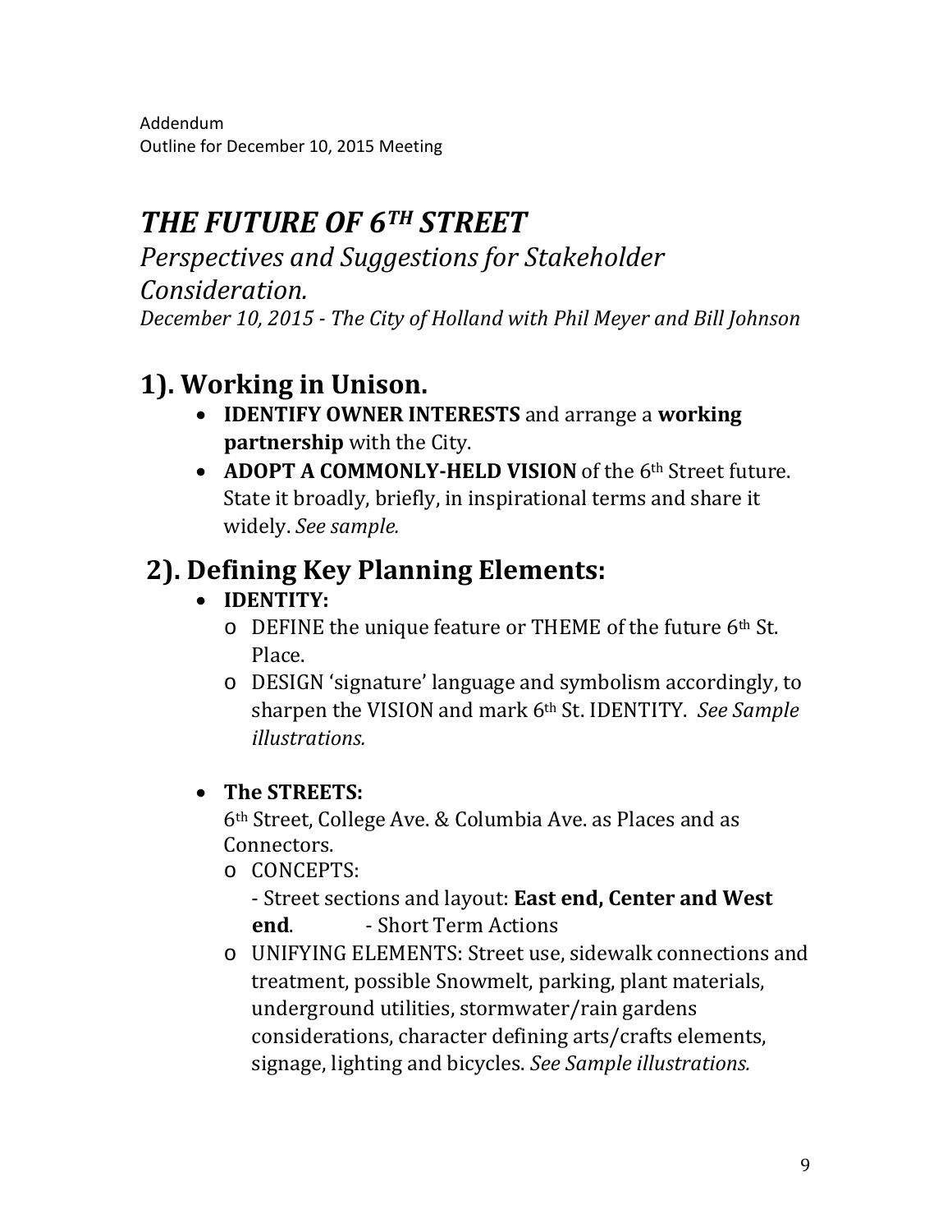Addendum
Outline for December 10, 2015 Meeting

# *THE FUTURE OF 6TH STREET*

*Perspectives and Suggestions for Stakeholder Consideration.*

*December 10, 2015 - The City of Holland with Phil Meyer and Bill Johnson*

## 1). Working in Unison.

- **IDENTIFY OWNER INTERESTS** and arrange a **working partnership** with the City.
- **ADOPT A COMMONLY-HELD VISION** of the 6th Street future. State it broadly, briefly, in inspirational terms and share it widely. *See sample.*

## 2). Defining Key Planning Elements:

- **IDENTITY:**
  - DEFINE the unique feature or THEME of the future 6th St. Place.
  - DESIGN 'signature' language and symbolism accordingly, to sharpen the VISION and mark 6th St. IDENTITY. *See Sample illustrations.*

- **The STREETS:**

  6th Street, College Ave. & Columbia Ave. as Places and as Connectors.
  - CONCEPTS:

    - Street sections and layout: **East end, Center and West end**. - Short Term Actions
  - UNIFYING ELEMENTS: Street use, sidewalk connections and treatment, possible Snowmelt, parking, plant materials, underground utilities, stormwater/rain gardens considerations, character defining arts/crafts elements, signage, lighting and bicycles. *See Sample illustrations.*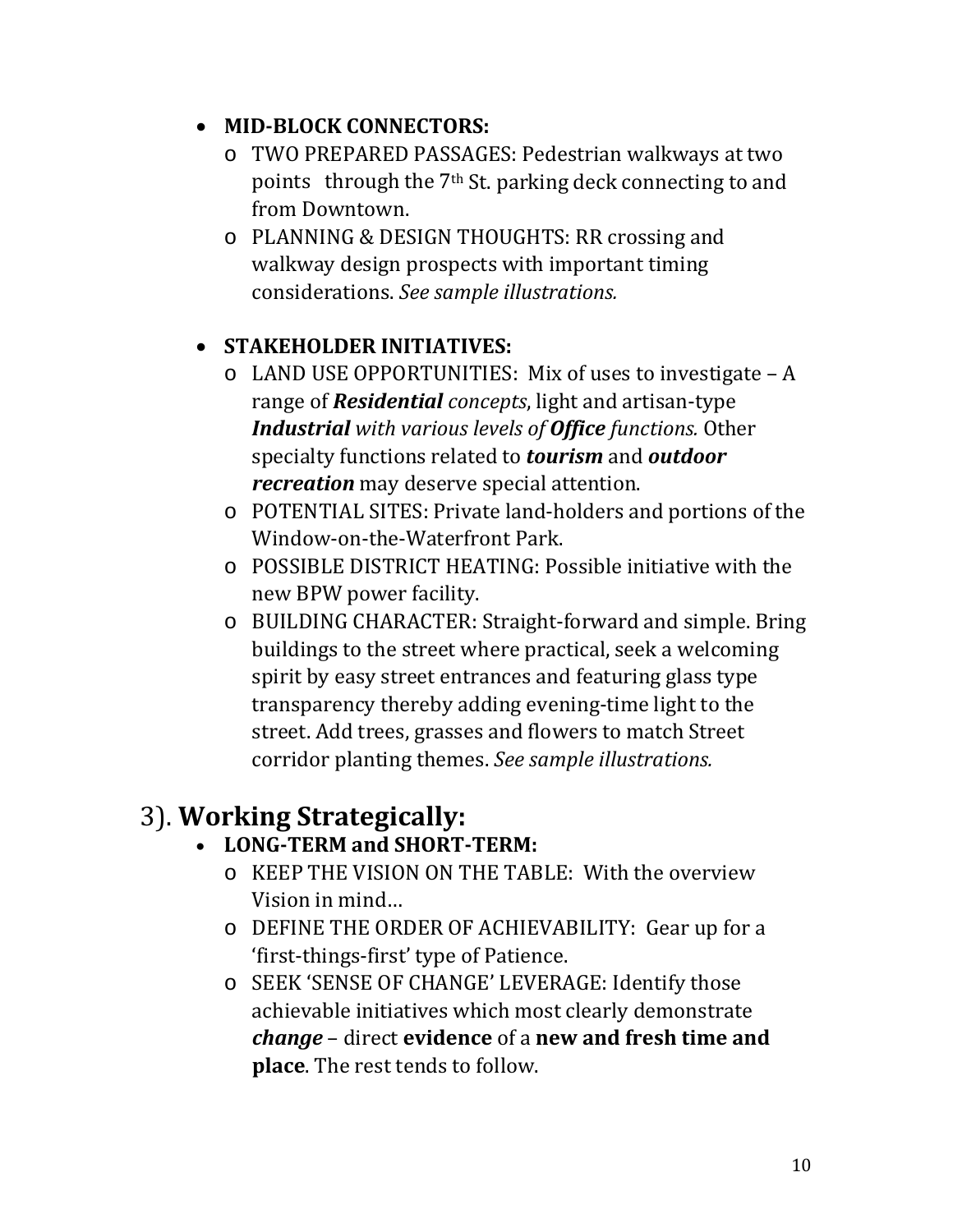- **MID-BLOCK CONNECTORS:**
    - TWO PREPARED PASSAGES: Pedestrian walkways at two points through the 7th St. parking deck connecting to and from Downtown.
    - PLANNING & DESIGN THOUGHTS: RR crossing and walkway design prospects with important timing considerations. *See sample illustrations.*

- **STAKEHOLDER INITIATIVES:**
    - LAND USE OPPORTUNITIES: Mix of uses to investigate – A range of ***Residential*** *concepts*, light and artisan-type ***Industrial*** *with various levels of* ***Office*** *functions.* Other specialty functions related to ***tourism*** and ***outdoor recreation*** may deserve special attention.
    - POTENTIAL SITES: Private land-holders and portions of the Window-on-the-Waterfront Park.
    - POSSIBLE DISTRICT HEATING: Possible initiative with the new BPW power facility.
    - BUILDING CHARACTER: Straight-forward and simple. Bring buildings to the street where practical, seek a welcoming spirit by easy street entrances and featuring glass type transparency thereby adding evening-time light to the street. Add trees, grasses and flowers to match Street corridor planting themes. *See sample illustrations.*

## 3). **Working Strategically:**

- **LONG-TERM and SHORT-TERM:**
    - KEEP THE VISION ON THE TABLE: With the overview Vision in mind…
    - DEFINE THE ORDER OF ACHIEVABILITY: Gear up for a 'first-things-first' type of Patience.
    - SEEK 'SENSE OF CHANGE' LEVERAGE: Identify those achievable initiatives which most clearly demonstrate ***change*** – direct **evidence** of a **new and fresh time and place**. The rest tends to follow.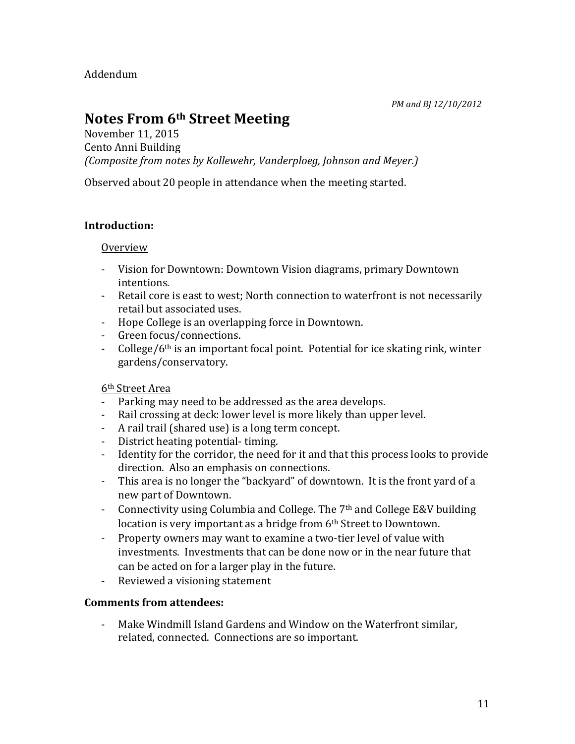Addendum

*PM and BJ 12/10/2012*

# Notes From 6th Street Meeting

November 11, 2015
Cento Anni Building
*(Composite from notes by Kollewehr, Vanderploeg, Johnson and Meyer.)*

Observed about 20 people in attendance when the meeting started.

**Introduction:**

Overview

- Vision for Downtown: Downtown Vision diagrams, primary Downtown intentions.
- Retail core is east to west; North connection to waterfront is not necessarily retail but associated uses.
- Hope College is an overlapping force in Downtown.
- Green focus/connections.
- College/6th is an important focal point. Potential for ice skating rink, winter gardens/conservatory.

6th Street Area

- Parking may need to be addressed as the area develops.
- Rail crossing at deck: lower level is more likely than upper level.
- A rail trail (shared use) is a long term concept.
- District heating potential- timing.
- Identity for the corridor, the need for it and that this process looks to provide direction. Also an emphasis on connections.
- This area is no longer the "backyard" of downtown. It is the front yard of a new part of Downtown.
- Connectivity using Columbia and College. The 7th and College E&V building location is very important as a bridge from 6th Street to Downtown.
- Property owners may want to examine a two-tier level of value with investments. Investments that can be done now or in the near future that can be acted on for a larger play in the future.
- Reviewed a visioning statement

**Comments from attendees:**

- Make Windmill Island Gardens and Window on the Waterfront similar, related, connected. Connections are so important.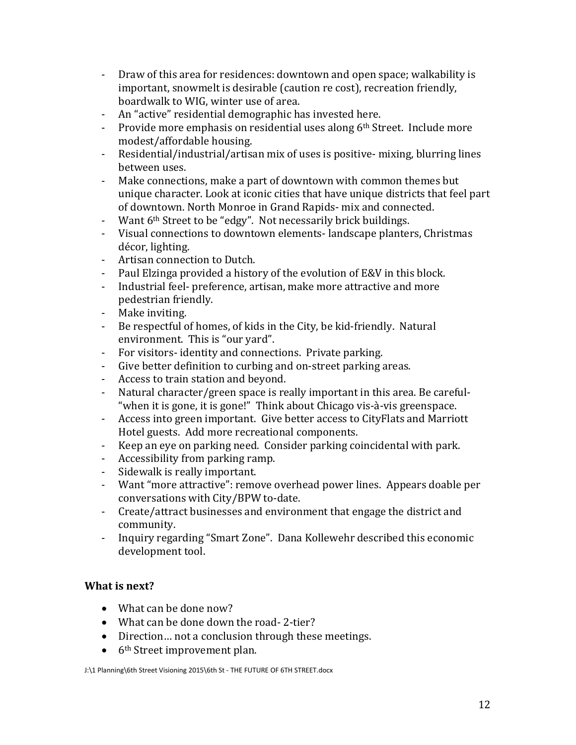- Draw of this area for residences: downtown and open space; walkability is important, snowmelt is desirable (caution re cost), recreation friendly, boardwalk to WIG, winter use of area.
- An "active" residential demographic has invested here.
- Provide more emphasis on residential uses along 6th Street. Include more modest/affordable housing.
- Residential/industrial/artisan mix of uses is positive- mixing, blurring lines between uses.
- Make connections, make a part of downtown with common themes but unique character. Look at iconic cities that have unique districts that feel part of downtown. North Monroe in Grand Rapids- mix and connected.
- Want 6th Street to be "edgy". Not necessarily brick buildings.
- Visual connections to downtown elements- landscape planters, Christmas décor, lighting.
- Artisan connection to Dutch.
- Paul Elzinga provided a history of the evolution of E&V in this block.
- Industrial feel- preference, artisan, make more attractive and more pedestrian friendly.
- Make inviting.
- Be respectful of homes, of kids in the City, be kid-friendly. Natural environment. This is "our yard".
- For visitors- identity and connections. Private parking.
- Give better definition to curbing and on-street parking areas.
- Access to train station and beyond.
- Natural character/green space is really important in this area. Be careful- "when it is gone, it is gone!" Think about Chicago vis-à-vis greenspace.
- Access into green important. Give better access to CityFlats and Marriott Hotel guests. Add more recreational components.
- Keep an eye on parking need. Consider parking coincidental with park.
- Accessibility from parking ramp.
- Sidewalk is really important.
- Want "more attractive": remove overhead power lines. Appears doable per conversations with City/BPW to-date.
- Create/attract businesses and environment that engage the district and community.
- Inquiry regarding "Smart Zone". Dana Kollewehr described this economic development tool.

**What is next?**

- What can be done now?
- What can be done down the road- 2-tier?
- Direction… not a conclusion through these meetings.
- 6th Street improvement plan.

J:\1 Planning\6th Street Visioning 2015\6th St - THE FUTURE OF 6TH STREET.docx